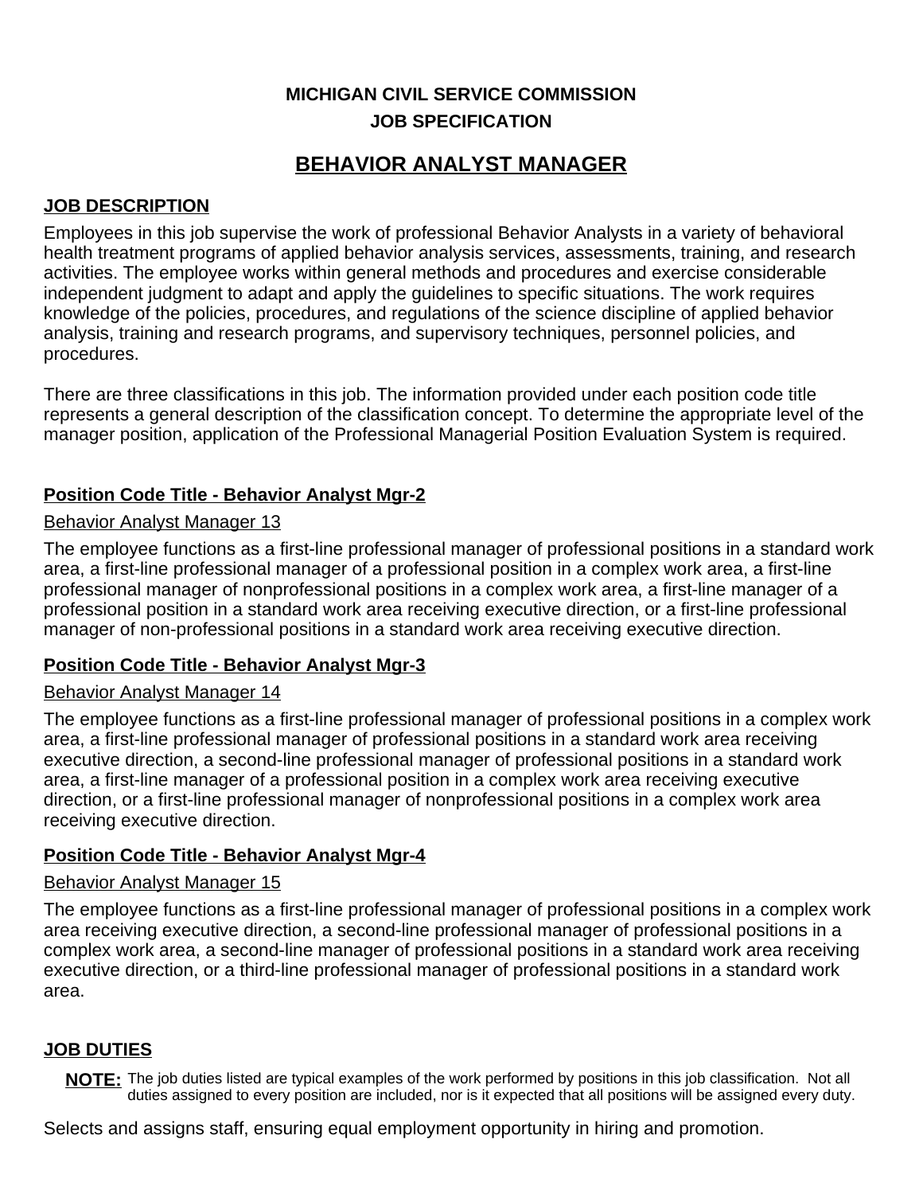**MICHIGAN CIVIL SERVICE COMMISSION**
**JOB SPECIFICATION**

# BEHAVIOR ANALYST MANAGER

## JOB DESCRIPTION

Employees in this job supervise the work of professional Behavior Analysts in a variety of behavioral health treatment programs of applied behavior analysis services, assessments, training, and research activities. The employee works within general methods and procedures and exercise considerable independent judgment to adapt and apply the guidelines to specific situations. The work requires knowledge of the policies, procedures, and regulations of the science discipline of applied behavior analysis, training and research programs, and supervisory techniques, personnel policies, and procedures.

There are three classifications in this job. The information provided under each position code title represents a general description of the classification concept. To determine the appropriate level of the manager position, application of the Professional Managerial Position Evaluation System is required.

### Position Code Title - Behavior Analyst Mgr-2

Behavior Analyst Manager 13

The employee functions as a first-line professional manager of professional positions in a standard work area, a first-line professional manager of a professional position in a complex work area, a first-line professional manager of nonprofessional positions in a complex work area, a first-line manager of a professional position in a standard work area receiving executive direction, or a first-line professional manager of non-professional positions in a standard work area receiving executive direction.

### Position Code Title - Behavior Analyst Mgr-3

Behavior Analyst Manager 14

The employee functions as a first-line professional manager of professional positions in a complex work area, a first-line professional manager of professional positions in a standard work area receiving executive direction, a second-line professional manager of professional positions in a standard work area, a first-line manager of a professional position in a complex work area receiving executive direction, or a first-line professional manager of nonprofessional positions in a complex work area receiving executive direction.

### Position Code Title - Behavior Analyst Mgr-4

Behavior Analyst Manager 15

The employee functions as a first-line professional manager of professional positions in a complex work area receiving executive direction, a second-line professional manager of professional positions in a complex work area, a second-line manager of professional positions in a standard work area receiving executive direction, or a third-line professional manager of professional positions in a standard work area.

## JOB DUTIES

**NOTE:** The job duties listed are typical examples of the work performed by positions in this job classification. Not all duties assigned to every position are included, nor is it expected that all positions will be assigned every duty.

Selects and assigns staff, ensuring equal employment opportunity in hiring and promotion.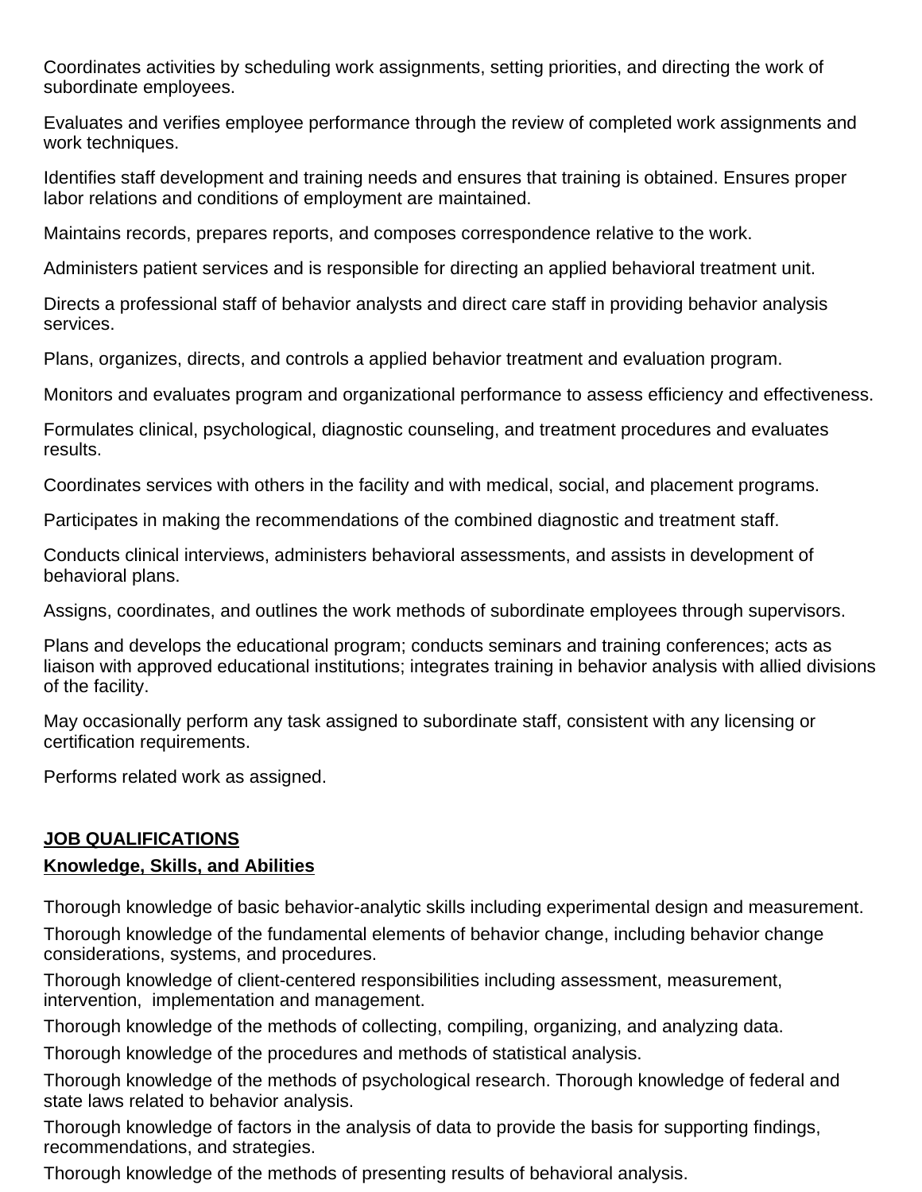Coordinates activities by scheduling work assignments, setting priorities, and directing the work of subordinate employees.

Evaluates and verifies employee performance through the review of completed work assignments and work techniques.

Identifies staff development and training needs and ensures that training is obtained. Ensures proper labor relations and conditions of employment are maintained.

Maintains records, prepares reports, and composes correspondence relative to the work.

Administers patient services and is responsible for directing an applied behavioral treatment unit.

Directs a professional staff of behavior analysts and direct care staff in providing behavior analysis services.

Plans, organizes, directs, and controls a applied behavior treatment and evaluation program.

Monitors and evaluates program and organizational performance to assess efficiency and effectiveness.

Formulates clinical, psychological, diagnostic counseling, and treatment procedures and evaluates results.

Coordinates services with others in the facility and with medical, social, and placement programs.

Participates in making the recommendations of the combined diagnostic and treatment staff.

Conducts clinical interviews, administers behavioral assessments, and assists in development of behavioral plans.

Assigns, coordinates, and outlines the work methods of subordinate employees through supervisors.

Plans and develops the educational program; conducts seminars and training conferences; acts as liaison with approved educational institutions; integrates training in behavior analysis with allied divisions of the facility.

May occasionally perform any task assigned to subordinate staff, consistent with any licensing or certification requirements.

Performs related work as assigned.

## JOB QUALIFICATIONS

### Knowledge, Skills, and Abilities

Thorough knowledge of basic behavior-analytic skills including experimental design and measurement.

Thorough knowledge of the fundamental elements of behavior change, including behavior change considerations, systems, and procedures.

Thorough knowledge of client-centered responsibilities including assessment, measurement, intervention, implementation and management.

Thorough knowledge of the methods of collecting, compiling, organizing, and analyzing data.

Thorough knowledge of the procedures and methods of statistical analysis.

Thorough knowledge of the methods of psychological research. Thorough knowledge of federal and state laws related to behavior analysis.

Thorough knowledge of factors in the analysis of data to provide the basis for supporting findings, recommendations, and strategies.

Thorough knowledge of the methods of presenting results of behavioral analysis.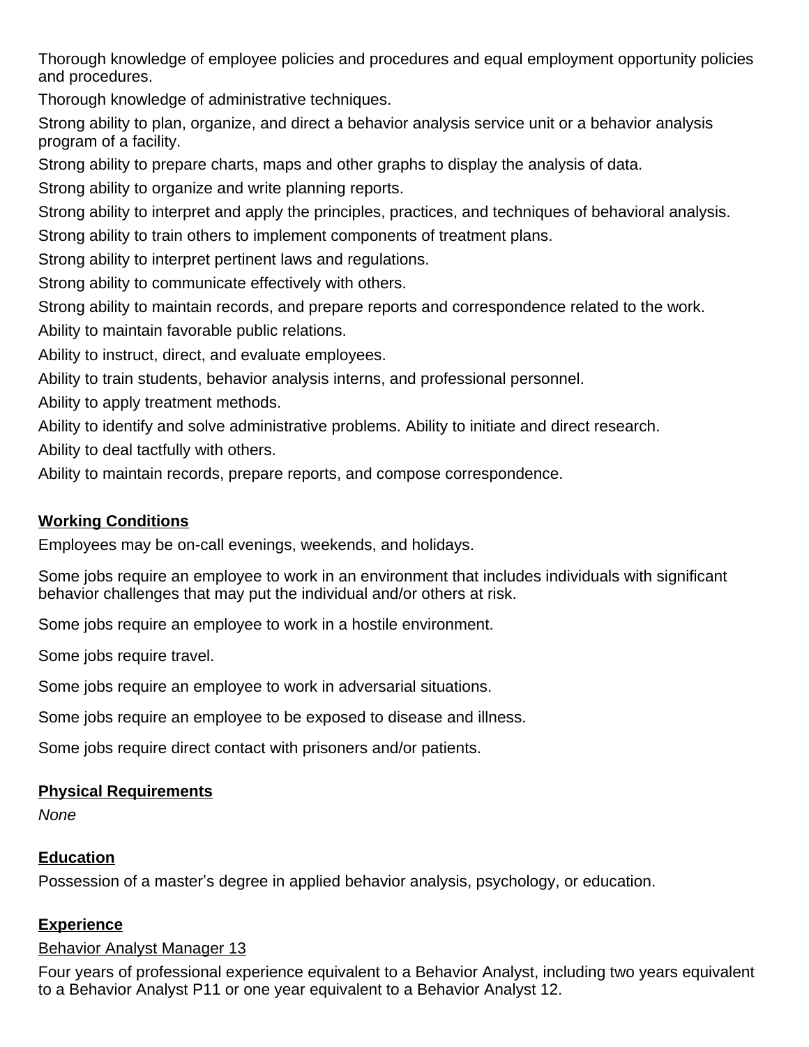Thorough knowledge of employee policies and procedures and equal employment opportunity policies and procedures.

Thorough knowledge of administrative techniques.

Strong ability to plan, organize, and direct a behavior analysis service unit or a behavior analysis program of a facility.

Strong ability to prepare charts, maps and other graphs to display the analysis of data.

Strong ability to organize and write planning reports.

Strong ability to interpret and apply the principles, practices, and techniques of behavioral analysis.

Strong ability to train others to implement components of treatment plans.

Strong ability to interpret pertinent laws and regulations.

Strong ability to communicate effectively with others.

Strong ability to maintain records, and prepare reports and correspondence related to the work.

Ability to maintain favorable public relations.

Ability to instruct, direct, and evaluate employees.

Ability to train students, behavior analysis interns, and professional personnel.

Ability to apply treatment methods.

Ability to identify and solve administrative problems. Ability to initiate and direct research.

Ability to deal tactfully with others.

Ability to maintain records, prepare reports, and compose correspondence.

**Working Conditions**

Employees may be on-call evenings, weekends, and holidays.

Some jobs require an employee to work in an environment that includes individuals with significant behavior challenges that may put the individual and/or others at risk.

Some jobs require an employee to work in a hostile environment.

Some jobs require travel.

Some jobs require an employee to work in adversarial situations.

Some jobs require an employee to be exposed to disease and illness.

Some jobs require direct contact with prisoners and/or patients.

**Physical Requirements**

*None*

**Education**

Possession of a master's degree in applied behavior analysis, psychology, or education.

**Experience**

Behavior Analyst Manager 13

Four years of professional experience equivalent to a Behavior Analyst, including two years equivalent to a Behavior Analyst P11 or one year equivalent to a Behavior Analyst 12.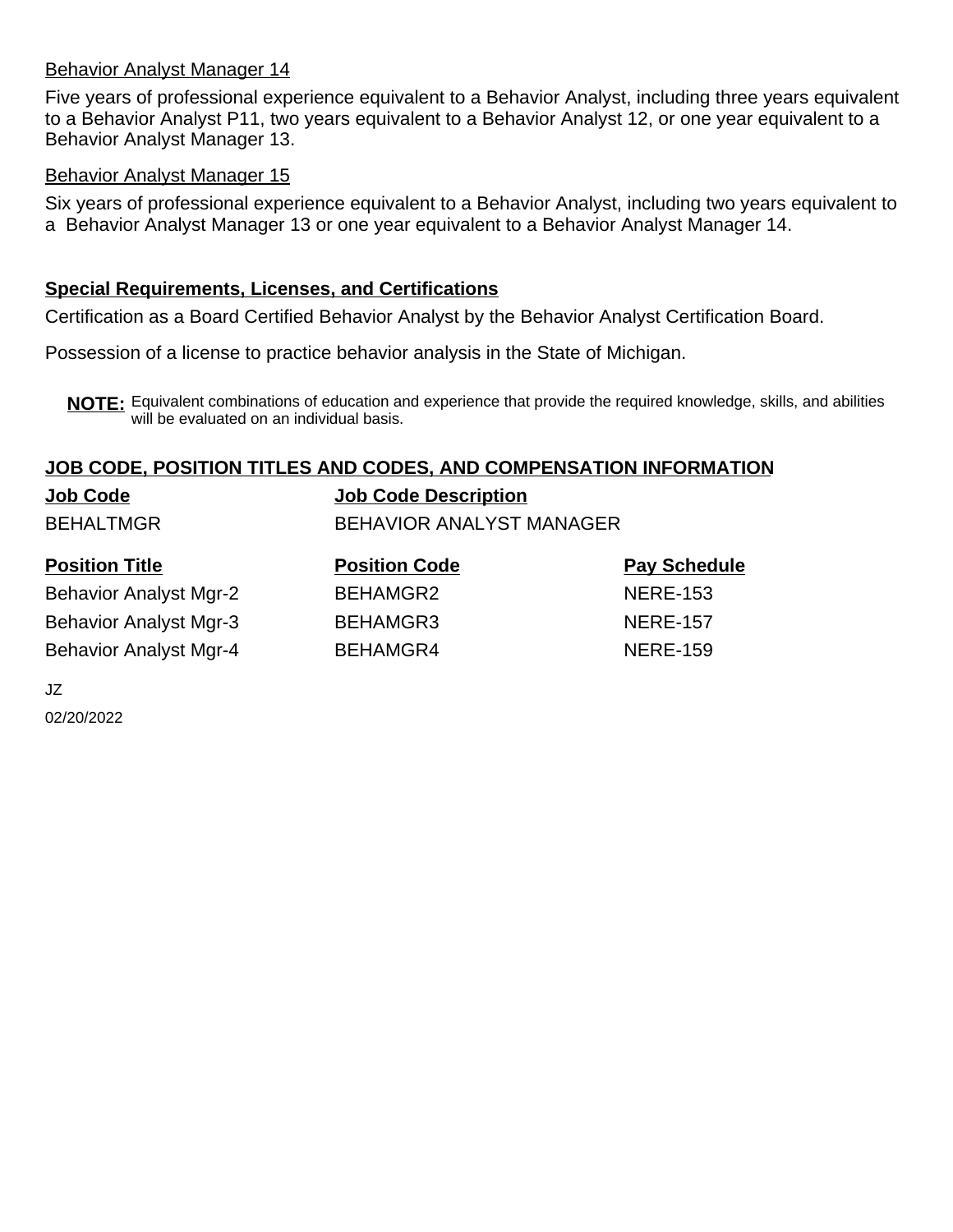Behavior Analyst Manager 14

Five years of professional experience equivalent to a Behavior Analyst, including three years equivalent to a Behavior Analyst P11, two years equivalent to a Behavior Analyst 12, or one year equivalent to a Behavior Analyst Manager 13.

Behavior Analyst Manager 15

Six years of professional experience equivalent to a Behavior Analyst, including two years equivalent to a Behavior Analyst Manager 13 or one year equivalent to a Behavior Analyst Manager 14.

## Special Requirements, Licenses, and Certifications

Certification as a Board Certified Behavior Analyst by the Behavior Analyst Certification Board.

Possession of a license to practice behavior analysis in the State of Michigan.

**NOTE:** Equivalent combinations of education and experience that provide the required knowledge, skills, and abilities will be evaluated on an individual basis.

## JOB CODE, POSITION TITLES AND CODES, AND COMPENSATION INFORMATION

| Job Code | Job Code Description |
|---|---|
| BEHALTMGR | BEHAVIOR ANALYST MANAGER |

| Position Title | Position Code | Pay Schedule |
|---|---|---|
| Behavior Analyst Mgr-2 | BEHAMGR2 | NERE-153 |
| Behavior Analyst Mgr-3 | BEHAMGR3 | NERE-157 |
| Behavior Analyst Mgr-4 | BEHAMGR4 | NERE-159 |

JZ

02/20/2022